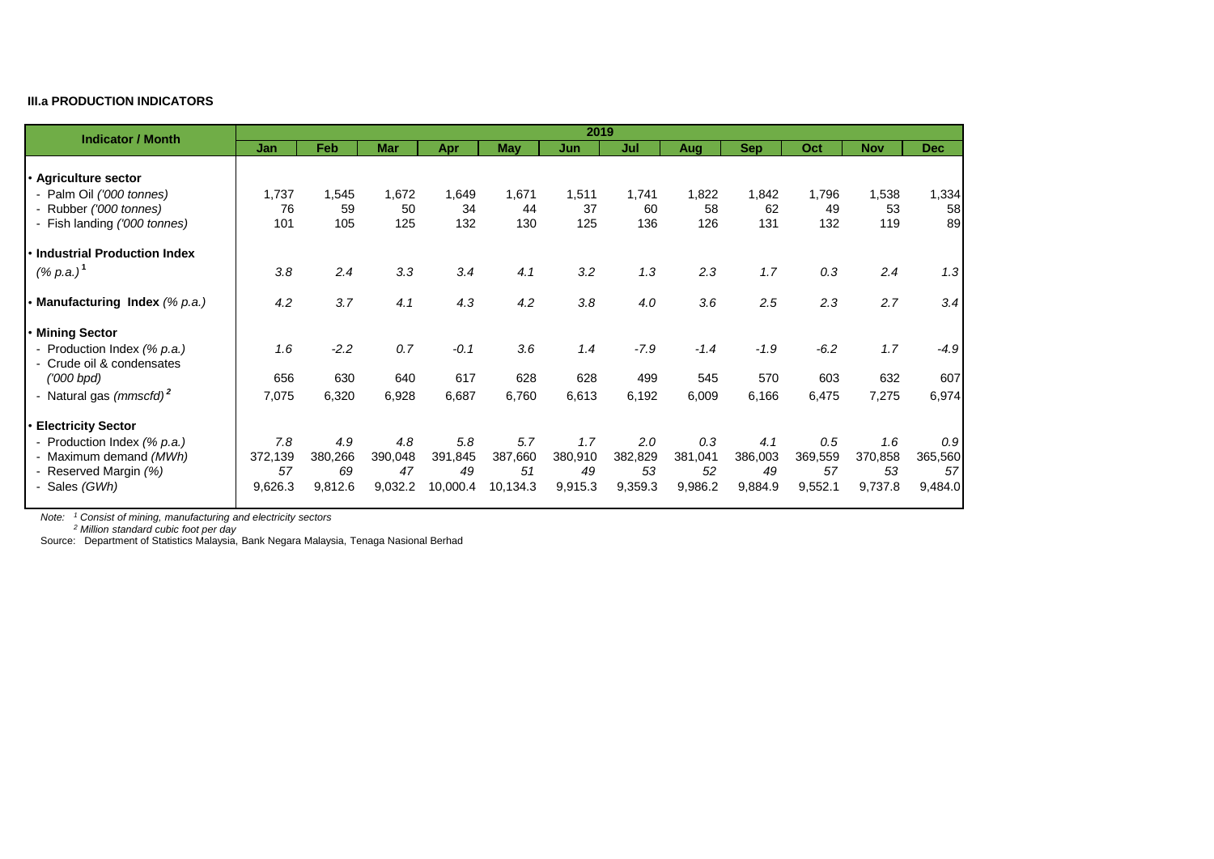### III.a PRODUCTION INDICATORS

| Indicator / Month | 2019 | | | | | | | | | | | |
|---|---|---|---|---|---|---|---|---|---|---|---|---|
| | Jan | Feb | Mar | Apr | May | Jun | Jul | Aug | Sep | Oct | Nov | Dec |
| • **Agriculture sector** | | | | | | | | | | | | |
| - Palm Oil *('000 tonnes)* | 1,737 | 1,545 | 1,672 | 1,649 | 1,671 | 1,511 | 1,741 | 1,822 | 1,842 | 1,796 | 1,538 | 1,334 |
| - Rubber *('000 tonnes)* | 76 | 59 | 50 | 34 | 44 | 37 | 60 | 58 | 62 | 49 | 53 | 58 |
| - Fish landing *('000 tonnes)* | 101 | 105 | 125 | 132 | 130 | 125 | 136 | 126 | 131 | 132 | 119 | 89 |
| • **Industrial Production Index** *(% p.a.)*[1] | *3.8* | *2.4* | *3.3* | *3.4* | *4.1* | *3.2* | *1.3* | *2.3* | *1.7* | *0.3* | *2.4* | *1.3* |
| • **Manufacturing Index** *(% p.a.)* | *4.2* | *3.7* | *4.1* | *4.3* | *4.2* | *3.8* | *4.0* | *3.6* | *2.5* | *2.3* | *2.7* | *3.4* |
| • **Mining Sector** | | | | | | | | | | | | |
| - Production Index *(% p.a.)* | *1.6* | *-2.2* | *0.7* | *-0.1* | *3.6* | *1.4* | *-7.9* | *-1.4* | *-1.9* | *-6.2* | *1.7* | *-4.9* |
| - Crude oil & condensates *('000 bpd)* | 656 | 630 | 640 | 617 | 628 | 628 | 499 | 545 | 570 | 603 | 632 | 607 |
| - Natural gas *(mmscfd)*[2] | 7,075 | 6,320 | 6,928 | 6,687 | 6,760 | 6,613 | 6,192 | 6,009 | 6,166 | 6,475 | 7,275 | 6,974 |
| • **Electricity Sector** | | | | | | | | | | | | |
| - Production Index *(% p.a.)* | *7.8* | *4.9* | *4.8* | *5.8* | *5.7* | *1.7* | *2.0* | *0.3* | *4.1* | *0.5* | *1.6* | *0.9* |
| - Maximum demand *(MWh)* | 372,139 | 380,266 | 390,048 | 391,845 | 387,660 | 380,910 | 382,829 | 381,041 | 386,003 | 369,559 | 370,858 | 365,560 |
| - Reserved Margin *(%)* | *57* | *69* | *47* | *49* | *51* | *49* | *53* | *52* | *49* | *57* | *53* | *57* |
| - Sales *(GWh)* | 9,626.3 | 9,812.6 | 9,032.2 | 10,000.4 | 10,134.3 | 9,915.3 | 9,359.3 | 9,986.2 | 9,884.9 | 9,552.1 | 9,737.8 | 9,484.0 |

*Note:* [1] *Consist of mining, manufacturing and electricity sectors*
[2] *Million standard cubic foot per day*

Source: Department of Statistics Malaysia, Bank Negara Malaysia, Tenaga Nasional Berhad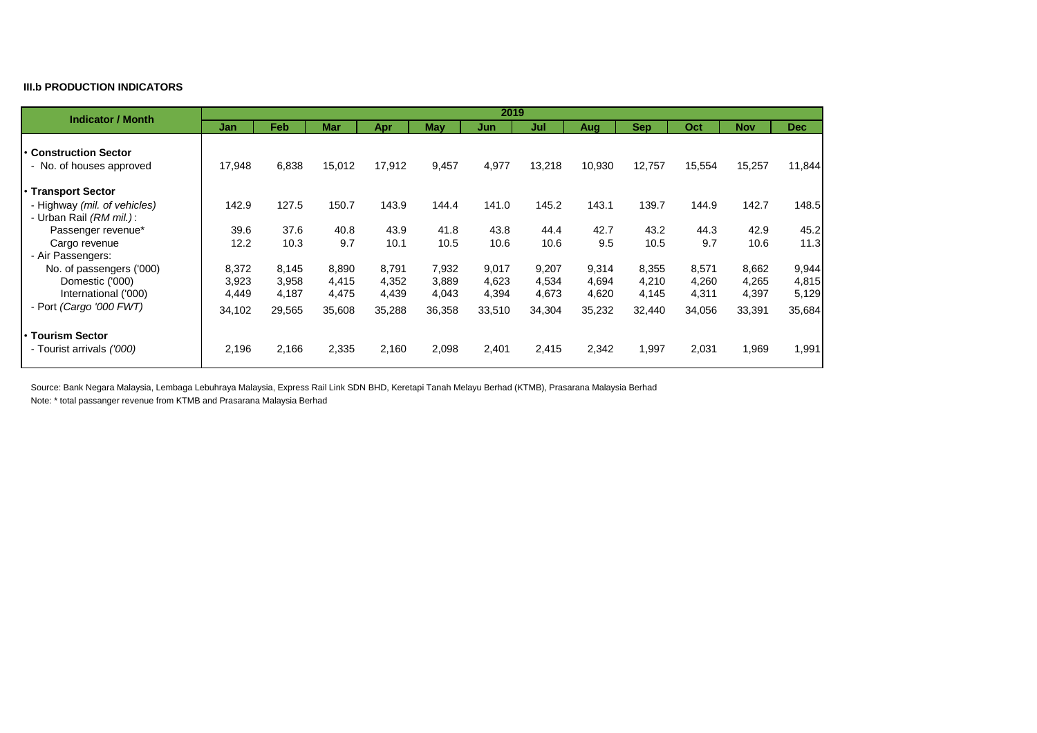### III.b PRODUCTION INDICATORS

| Indicator / Month | 2019 | | | | | | | | | | | |
|---|---|---|---|---|---|---|---|---|---|---|---|---|
| | Jan | Feb | Mar | Apr | May | Jun | Jul | Aug | Sep | Oct | Nov | Dec |
| • **Construction Sector** | | | | | | | | | | | | |
| - No. of houses approved | 17,948 | 6,838 | 15,012 | 17,912 | 9,457 | 4,977 | 13,218 | 10,930 | 12,757 | 15,554 | 15,257 | 11,844 |
| • **Transport Sector** | | | | | | | | | | | | |
| - Highway *(mil. of vehicles)* | 142.9 | 127.5 | 150.7 | 143.9 | 144.4 | 141.0 | 145.2 | 143.1 | 139.7 | 144.9 | 142.7 | 148.5 |
| - Urban Rail *(RM mil.)* : | | | | | | | | | | | | |
| Passenger revenue* | 39.6 | 37.6 | 40.8 | 43.9 | 41.8 | 43.8 | 44.4 | 42.7 | 43.2 | 44.3 | 42.9 | 45.2 |
| Cargo revenue | 12.2 | 10.3 | 9.7 | 10.1 | 10.5 | 10.6 | 10.6 | 9.5 | 10.5 | 9.7 | 10.6 | 11.3 |
| - Air Passengers: | | | | | | | | | | | | |
| No. of passengers ('000) | 8,372 | 8,145 | 8,890 | 8,791 | 7,932 | 9,017 | 9,207 | 9,314 | 8,355 | 8,571 | 8,662 | 9,944 |
| Domestic ('000) | 3,923 | 3,958 | 4,415 | 4,352 | 3,889 | 4,623 | 4,534 | 4,694 | 4,210 | 4,260 | 4,265 | 4,815 |
| International ('000) | 4,449 | 4,187 | 4,475 | 4,439 | 4,043 | 4,394 | 4,673 | 4,620 | 4,145 | 4,311 | 4,397 | 5,129 |
| - Port *(Cargo '000 FWT)* | 34,102 | 29,565 | 35,608 | 35,288 | 36,358 | 33,510 | 34,304 | 35,232 | 32,440 | 34,056 | 33,391 | 35,684 |
| • **Tourism Sector** | | | | | | | | | | | | |
| - Tourist arrivals *('000)* | 2,196 | 2,166 | 2,335 | 2,160 | 2,098 | 2,401 | 2,415 | 2,342 | 1,997 | 2,031 | 1,969 | 1,991 |

Source: Bank Negara Malaysia, Lembaga Lebuhraya Malaysia, Express Rail Link SDN BHD, Keretapi Tanah Melayu Berhad (KTMB), Prasarana Malaysia Berhad

Note: * total passanger revenue from KTMB and Prasarana Malaysia Berhad